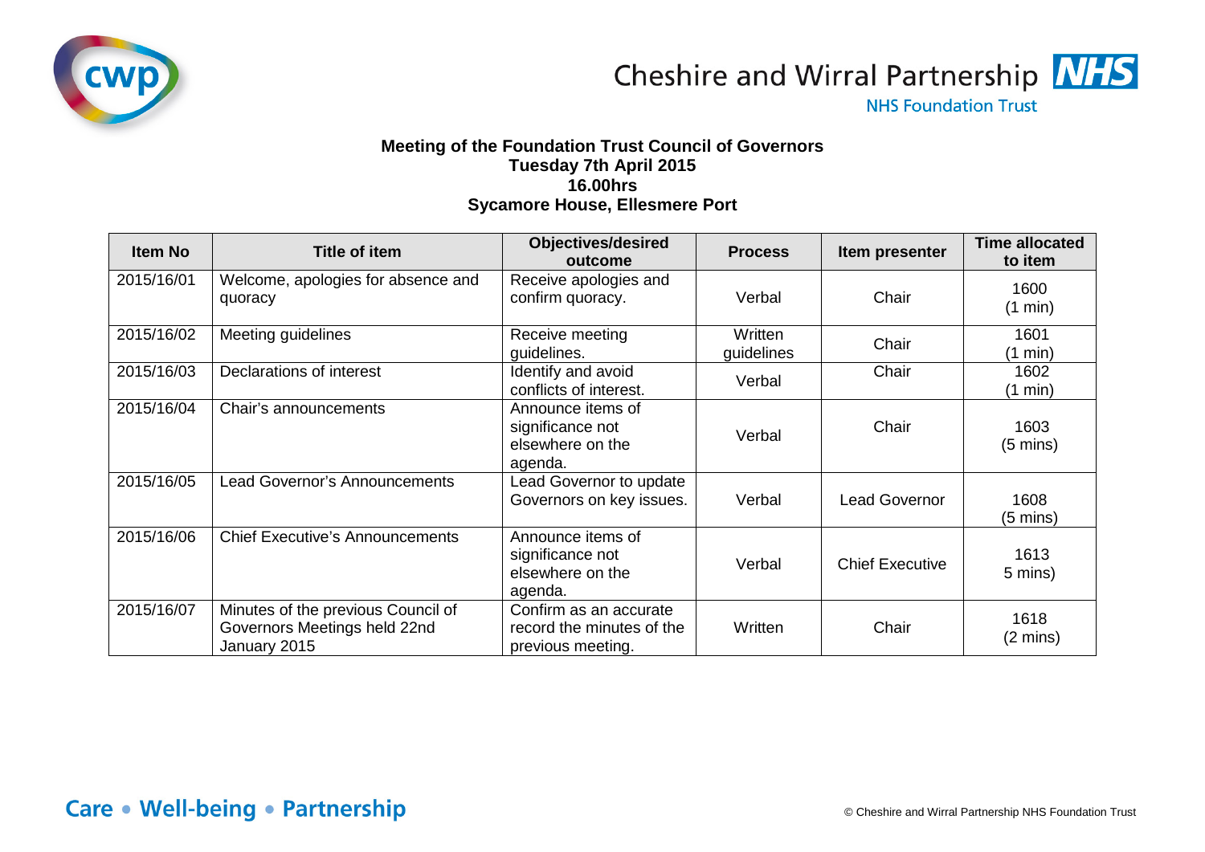Cheshire and Wirral Partnership NHS Foundation Trust

**Meeting of the Foundation Trust Council of Governors**
**Tuesday 7th April 2015**
**16.00hrs**
**Sycamore House, Ellesmere Port**

| Item No | Title of item | Objectives/desired outcome | Process | Item presenter | Time allocated to item |
|---|---|---|---|---|---|
| 2015/16/01 | Welcome, apologies for absence and quoracy | Receive apologies and confirm quoracy. | Verbal | Chair | 1600 (1 min) |
| 2015/16/02 | Meeting guidelines | Receive meeting guidelines. | Written guidelines | Chair | 1601 (1 min) |
| 2015/16/03 | Declarations of interest | Identify and avoid conflicts of interest. | Verbal | Chair | 1602 (1 min) |
| 2015/16/04 | Chair's announcements | Announce items of significance not elsewhere on the agenda. | Verbal | Chair | 1603 (5 mins) |
| 2015/16/05 | Lead Governor's Announcements | Lead Governor to update Governors on key issues. | Verbal | Lead Governor | 1608 (5 mins) |
| 2015/16/06 | Chief Executive's Announcements | Announce items of significance not elsewhere on the agenda. | Verbal | Chief Executive | 1613 5 mins) |
| 2015/16/07 | Minutes of the previous Council of Governors Meetings held 22nd January 2015 | Confirm as an accurate record the minutes of the previous meeting. | Written | Chair | 1618 (2 mins) |

Care • Well-being • Partnership

© Cheshire and Wirral Partnership NHS Foundation Trust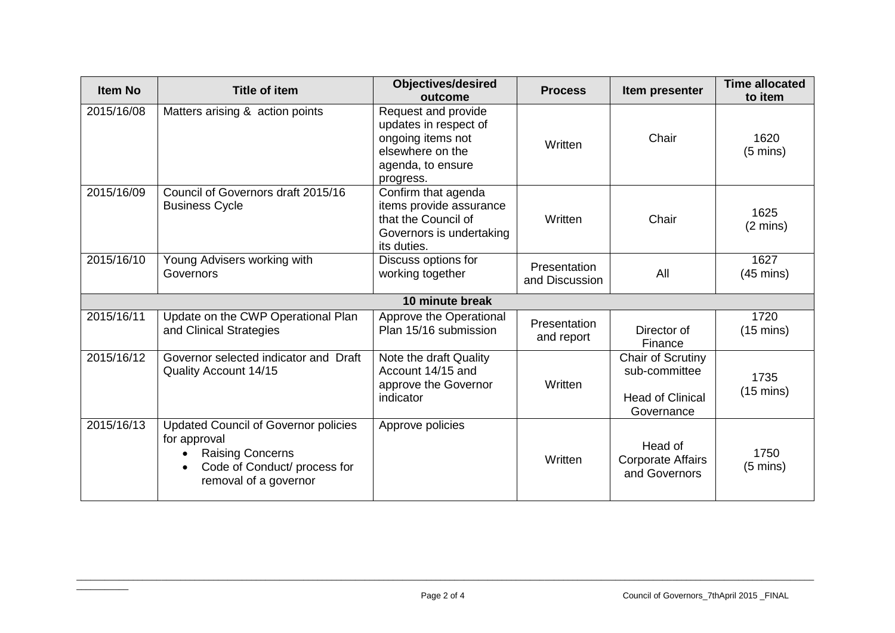| Item No | Title of item | Objectives/desired outcome | Process | Item presenter | Time allocated to item |
|---|---|---|---|---|---|
| 2015/16/08 | Matters arising & action points | Request and provide updates in respect of ongoing items not elsewhere on the agenda, to ensure progress. | Written | Chair | 1620 (5 mins) |
| 2015/16/09 | Council of Governors draft 2015/16 Business Cycle | Confirm that agenda items provide assurance that the Council of Governors is undertaking its duties. | Written | Chair | 1625 (2 mins) |
| 2015/16/10 | Young Advisers working with Governors | Discuss options for working together | Presentation and Discussion | All | 1627 (45 mins) |
| **10 minute break** | | | | | |
| 2015/16/11 | Update on the CWP Operational Plan and Clinical Strategies | Approve the Operational Plan 15/16 submission | Presentation and report | Director of Finance | 1720 (15 mins) |
| 2015/16/12 | Governor selected indicator and Draft Quality Account 14/15 | Note the draft Quality Account 14/15 and approve the Governor indicator | Written | Chair of Scrutiny sub-committee<br><br>Head of Clinical Governance | 1735 (15 mins) |
| 2015/16/13 | Updated Council of Governor policies for approval<br>• Raising Concerns<br>• Code of Conduct/ process for removal of a governor | Approve policies | Written | Head of Corporate Affairs and Governors | 1750 (5 mins) |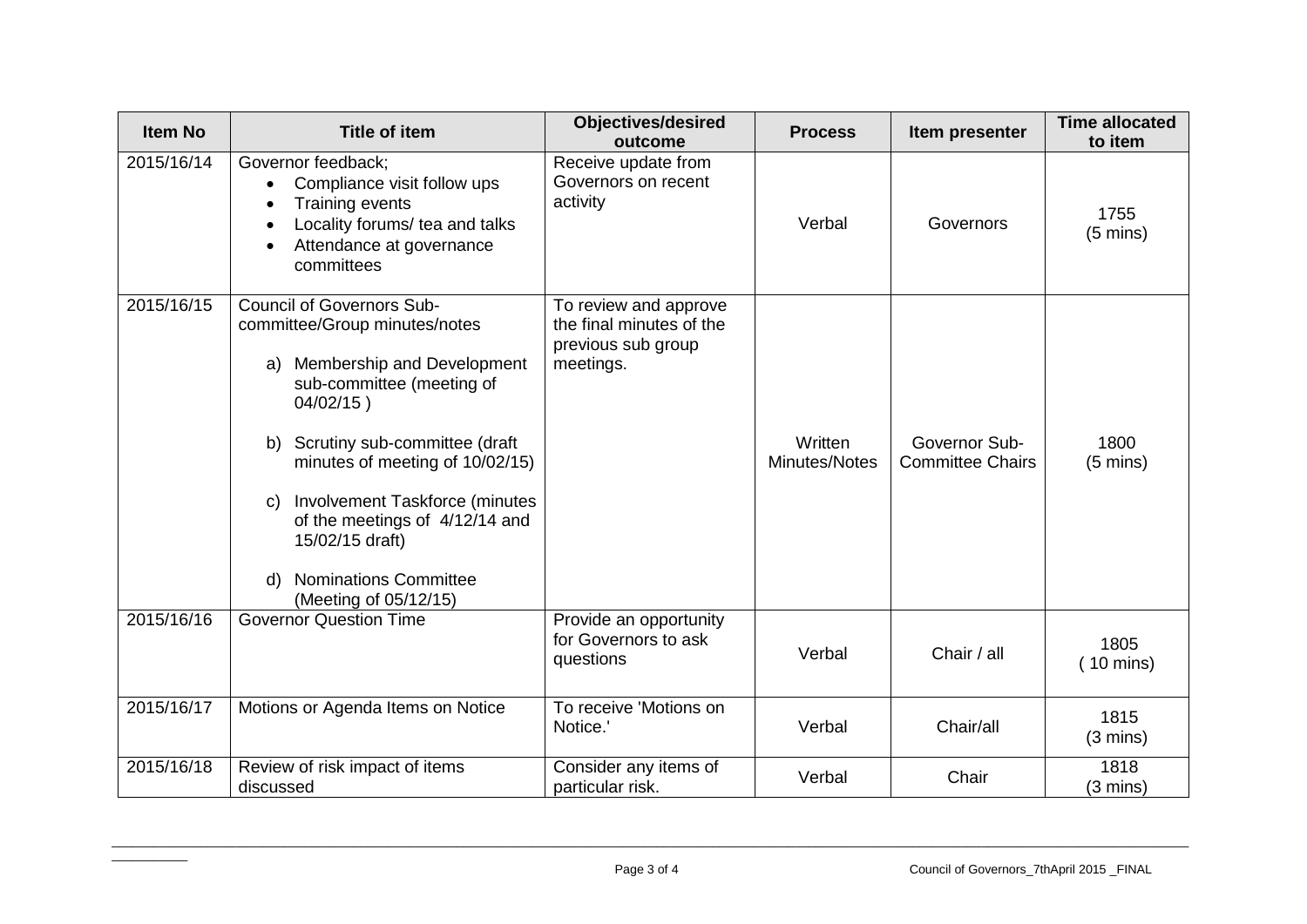| Item No | Title of item | Objectives/desired outcome | Process | Item presenter | Time allocated to item |
|---|---|---|---|---|---|
| 2015/16/14 | Governor feedback;<br>• Compliance visit follow ups<br>• Training events<br>• Locality forums/ tea and talks<br>• Attendance at governance committees | Receive update from Governors on recent activity | Verbal | Governors | 1755<br>(5 mins) |
| 2015/16/15 | Council of Governors Sub-committee/Group minutes/notes<br><br>a) Membership and Development sub-committee (meeting of 04/02/15 )<br><br>b) Scrutiny sub-committee (draft minutes of meeting of 10/02/15)<br><br>c) Involvement Taskforce (minutes of the meetings of 4/12/14 and 15/02/15 draft)<br><br>d) Nominations Committee (Meeting of 05/12/15) | To review and approve the final minutes of the previous sub group meetings. | Written Minutes/Notes | Governor Sub-Committee Chairs | 1800<br>(5 mins) |
| 2015/16/16 | Governor Question Time | Provide an opportunity for Governors to ask questions | Verbal | Chair / all | 1805<br>( 10 mins) |
| 2015/16/17 | Motions or Agenda Items on Notice | To receive 'Motions on Notice.' | Verbal | Chair/all | 1815<br>(3 mins) |
| 2015/16/18 | Review of risk impact of items discussed | Consider any items of particular risk. | Verbal | Chair | 1818<br>(3 mins) |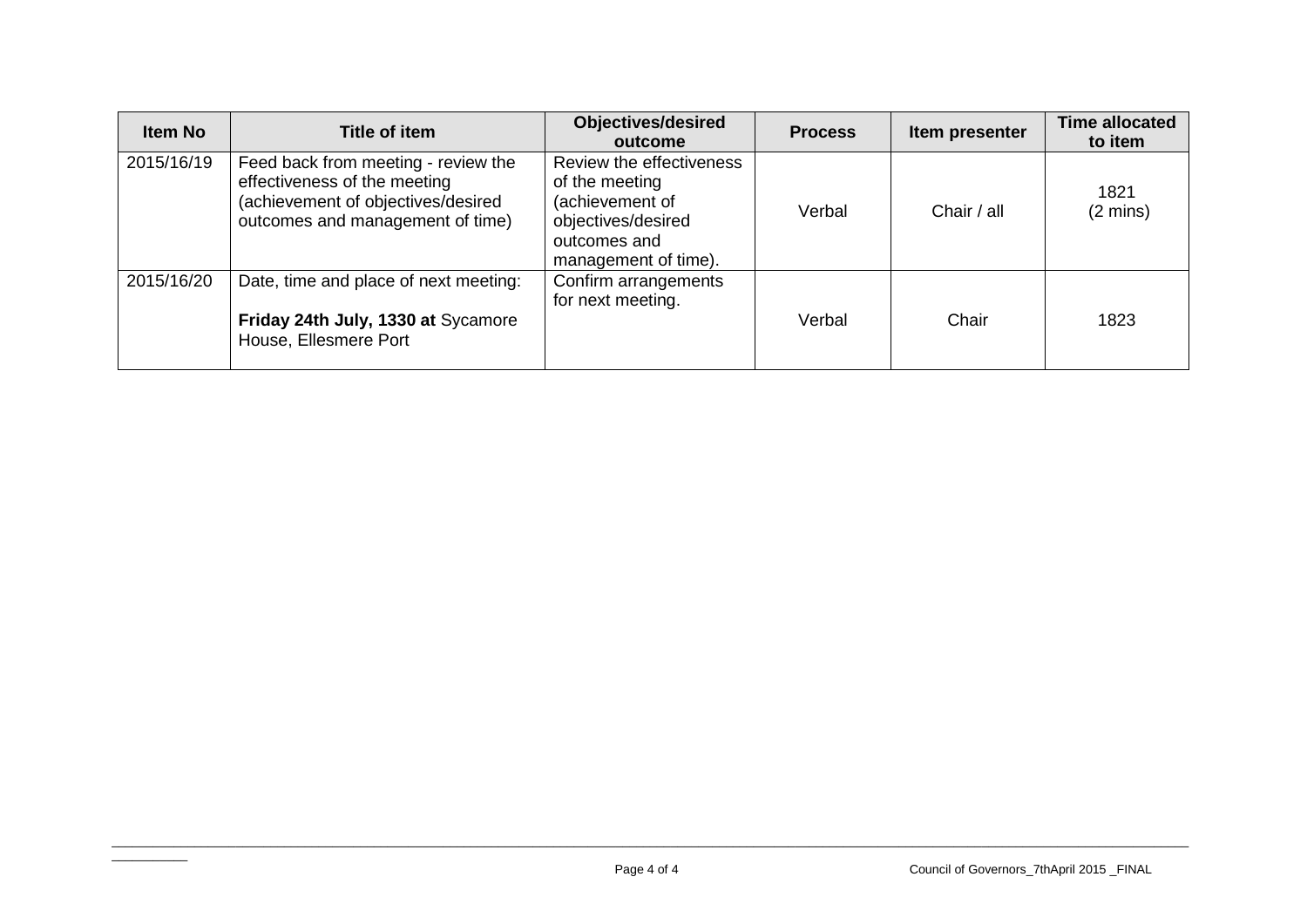| Item No | Title of item | Objectives/desired outcome | Process | Item presenter | Time allocated to item |
| --- | --- | --- | --- | --- | --- |
| 2015/16/19 | Feed back from meeting - review the effectiveness of the meeting (achievement of objectives/desired outcomes and management of time) | Review the effectiveness of the meeting (achievement of objectives/desired outcomes and management of time). | Verbal | Chair / all | 1821 (2 mins) |
| 2015/16/20 | Date, time and place of next meeting: **Friday 24th July, 1330 at** Sycamore House, Ellesmere Port | Confirm arrangements for next meeting. | Verbal | Chair | 1823 |